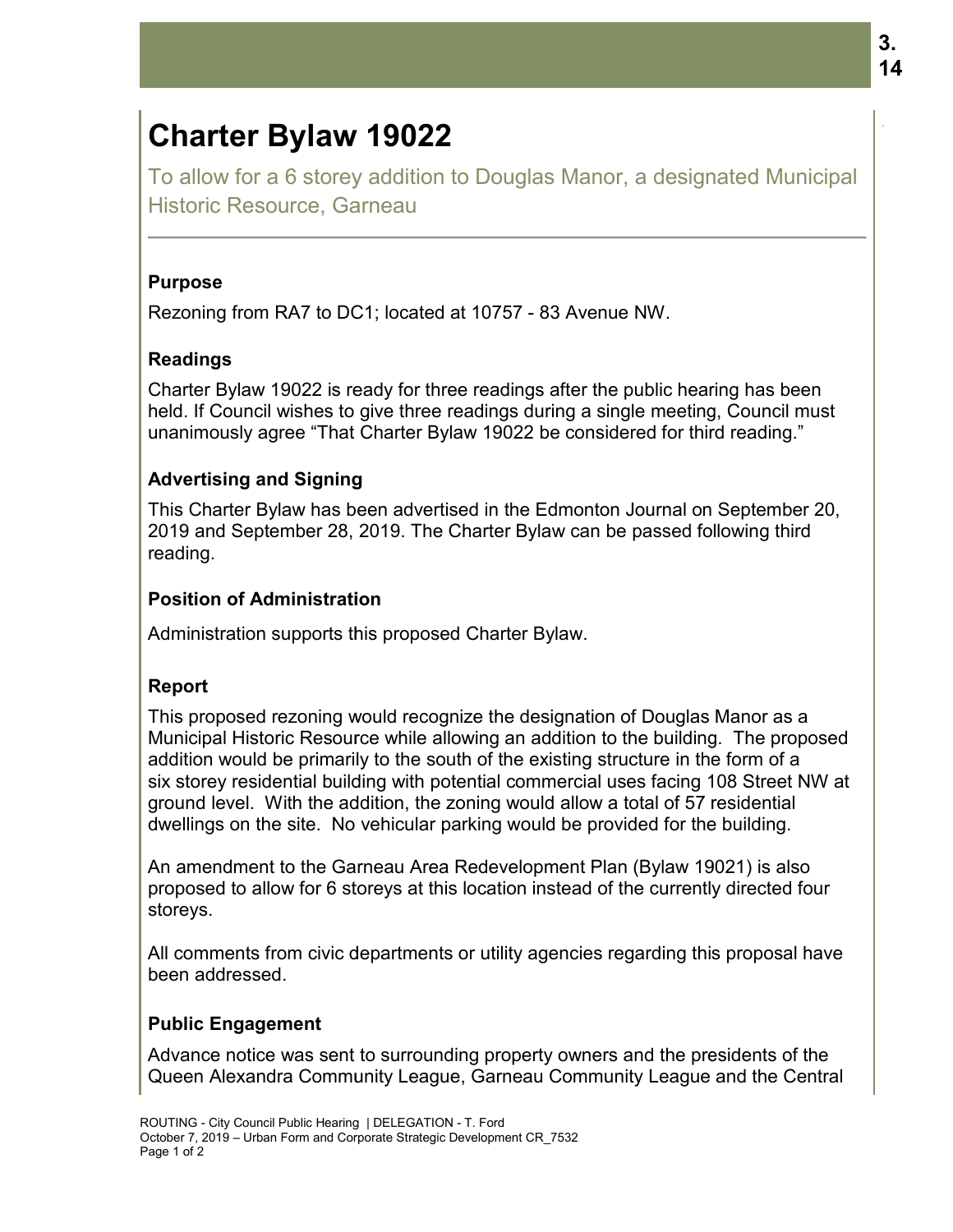# Charter Bylaw 19022

To allow for a 6 storey addition to Douglas Manor, a designated Municipal Historic Resource, Garneau

### Purpose

Rezoning from RA7 to DC1; located at 10757 - 83 Avenue NW.

### Readings

Charter Bylaw 19022 is ready for three readings after the public hearing has been held. If Council wishes to give three readings during a single meeting, Council must unanimously agree "That Charter Bylaw 19022 be considered for third reading."

### Advertising and Signing

This Charter Bylaw has been advertised in the Edmonton Journal on September 20, 2019 and September 28, 2019. The Charter Bylaw can be passed following third reading.

### Position of Administration

Administration supports this proposed Charter Bylaw.

### Report

This proposed rezoning would recognize the designation of Douglas Manor as a Municipal Historic Resource while allowing an addition to the building. The proposed addition would be primarily to the south of the existing structure in the form of a six storey residential building with potential commercial uses facing 108 Street NW at ground level. With the addition, the zoning would allow a total of 57 residential dwellings on the site. No vehicular parking would be provided for the building.

An amendment to the Garneau Area Redevelopment Plan (Bylaw 19021) is also proposed to allow for 6 storeys at this location instead of the currently directed four storeys.

All comments from civic departments or utility agencies regarding this proposal have been addressed.

### Public Engagement

Advance notice was sent to surrounding property owners and the presidents of the Queen Alexandra Community League, Garneau Community League and the Central

ROUTING - City Council Public Hearing | DELEGATION - T. Ford
October 7, 2019 – Urban Form and Corporate Strategic Development CR_7532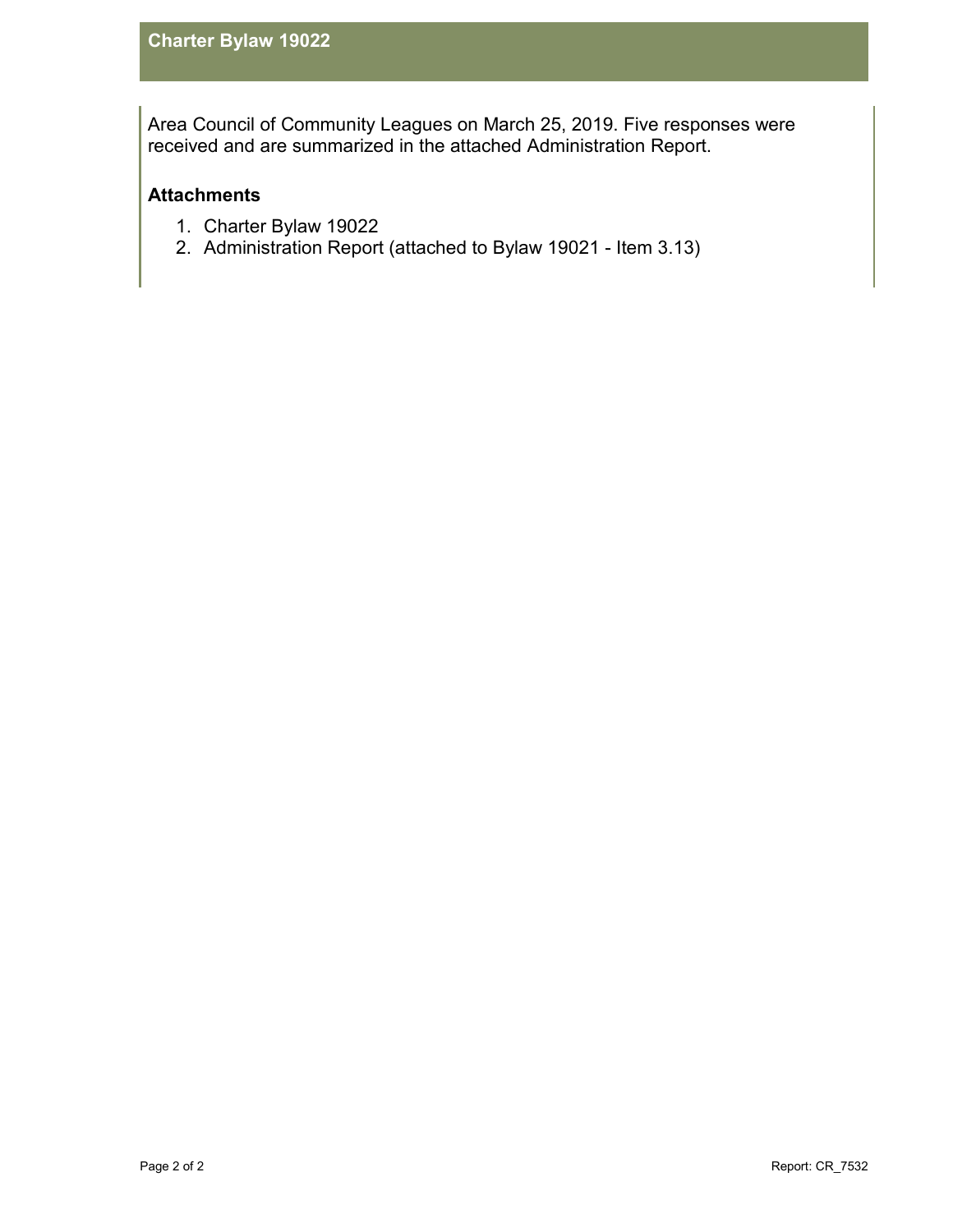Area Council of Community Leagues on March 25, 2019. Five responses were received and are summarized in the attached Administration Report.

## Attachments

1. Charter Bylaw 19022
2. Administration Report (attached to Bylaw 19021 - Item 3.13)